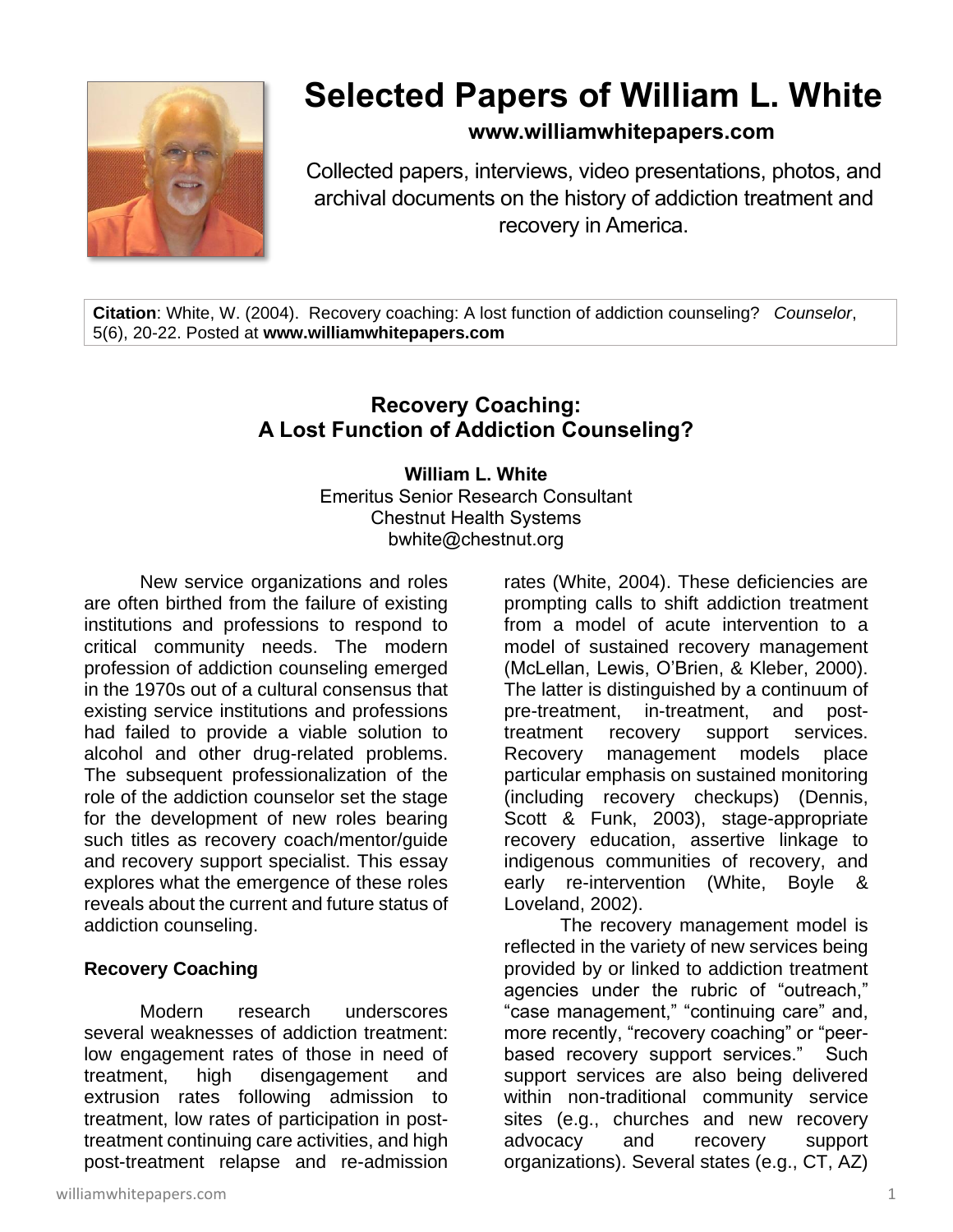# Selected Papers of William L. White

**www.williamwhitepapers.com**

Collected papers, interviews, video presentations, photos, and archival documents on the history of addiction treatment and recovery in America.

**Citation**: White, W. (2004). Recovery coaching: A lost function of addiction counseling? *Counselor*, 5(6), 20-22. Posted at **www.williamwhitepapers.com**

## Recovery Coaching: A Lost Function of Addiction Counseling?

**William L. White**
Emeritus Senior Research Consultant
Chestnut Health Systems
bwhite@chestnut.org

New service organizations and roles are often birthed from the failure of existing institutions and professions to respond to critical community needs. The modern profession of addiction counseling emerged in the 1970s out of a cultural consensus that existing service institutions and professions had failed to provide a viable solution to alcohol and other drug-related problems. The subsequent professionalization of the role of the addiction counselor set the stage for the development of new roles bearing such titles as recovery coach/mentor/guide and recovery support specialist. This essay explores what the emergence of these roles reveals about the current and future status of addiction counseling.

### Recovery Coaching

Modern research underscores several weaknesses of addiction treatment: low engagement rates of those in need of treatment, high disengagement and extrusion rates following admission to treatment, low rates of participation in post-treatment continuing care activities, and high post-treatment relapse and re-admission rates (White, 2004). These deficiencies are prompting calls to shift addiction treatment from a model of acute intervention to a model of sustained recovery management (McLellan, Lewis, O'Brien, & Kleber, 2000). The latter is distinguished by a continuum of pre-treatment, in-treatment, and post-treatment recovery support services. Recovery management models place particular emphasis on sustained monitoring (including recovery checkups) (Dennis, Scott & Funk, 2003), stage-appropriate recovery education, assertive linkage to indigenous communities of recovery, and early re-intervention (White, Boyle & Loveland, 2002).

The recovery management model is reflected in the variety of new services being provided by or linked to addiction treatment agencies under the rubric of "outreach," "case management," "continuing care" and, more recently, "recovery coaching" or "peer-based recovery support services." Such support services are also being delivered within non-traditional community service sites (e.g., churches and new recovery advocacy and recovery support organizations). Several states (e.g., CT, AZ)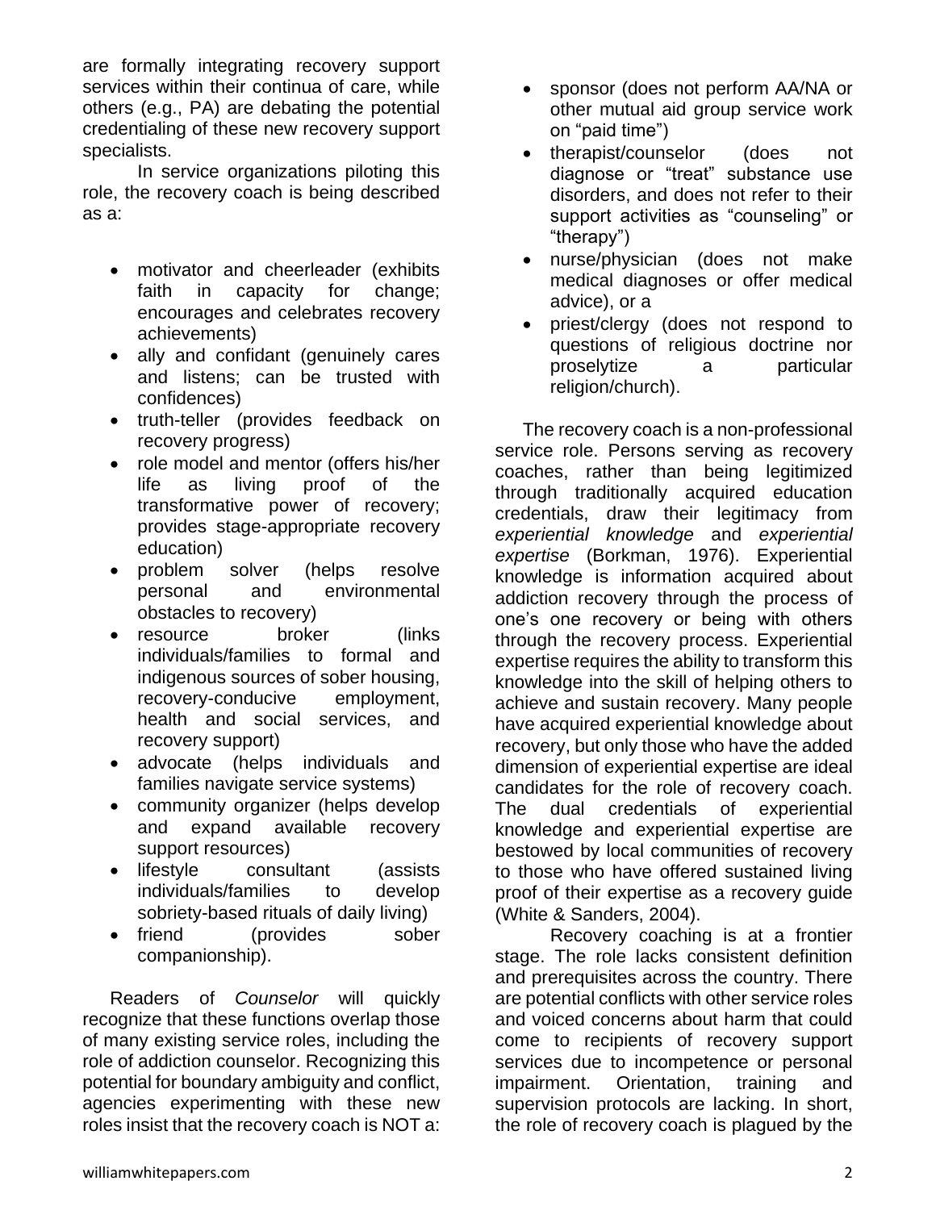are formally integrating recovery support services within their continua of care, while others (e.g., PA) are debating the potential credentialing of these new recovery support specialists.

In service organizations piloting this role, the recovery coach is being described as a:

- motivator and cheerleader (exhibits faith in capacity for change; encourages and celebrates recovery achievements)
- ally and confidant (genuinely cares and listens; can be trusted with confidences)
- truth-teller (provides feedback on recovery progress)
- role model and mentor (offers his/her life as living proof of the transformative power of recovery; provides stage-appropriate recovery education)
- problem solver (helps resolve personal and environmental obstacles to recovery)
- resource broker (links individuals/families to formal and indigenous sources of sober housing, recovery-conducive employment, health and social services, and recovery support)
- advocate (helps individuals and families navigate service systems)
- community organizer (helps develop and expand available recovery support resources)
- lifestyle consultant (assists individuals/families to develop sobriety-based rituals of daily living)
- friend (provides sober companionship).

Readers of *Counselor* will quickly recognize that these functions overlap those of many existing service roles, including the role of addiction counselor. Recognizing this potential for boundary ambiguity and conflict, agencies experimenting with these new roles insist that the recovery coach is NOT a:

- sponsor (does not perform AA/NA or other mutual aid group service work on "paid time")
- therapist/counselor (does not diagnose or "treat" substance use disorders, and does not refer to their support activities as "counseling" or "therapy")
- nurse/physician (does not make medical diagnoses or offer medical advice), or a
- priest/clergy (does not respond to questions of religious doctrine nor proselytize a particular religion/church).

The recovery coach is a non-professional service role. Persons serving as recovery coaches, rather than being legitimized through traditionally acquired education credentials, draw their legitimacy from *experiential knowledge* and *experiential expertise* (Borkman, 1976). Experiential knowledge is information acquired about addiction recovery through the process of one's one recovery or being with others through the recovery process. Experiential expertise requires the ability to transform this knowledge into the skill of helping others to achieve and sustain recovery. Many people have acquired experiential knowledge about recovery, but only those who have the added dimension of experiential expertise are ideal candidates for the role of recovery coach. The dual credentials of experiential knowledge and experiential expertise are bestowed by local communities of recovery to those who have offered sustained living proof of their expertise as a recovery guide (White & Sanders, 2004).

Recovery coaching is at a frontier stage. The role lacks consistent definition and prerequisites across the country. There are potential conflicts with other service roles and voiced concerns about harm that could come to recipients of recovery support services due to incompetence or personal impairment. Orientation, training and supervision protocols are lacking. In short, the role of recovery coach is plagued by the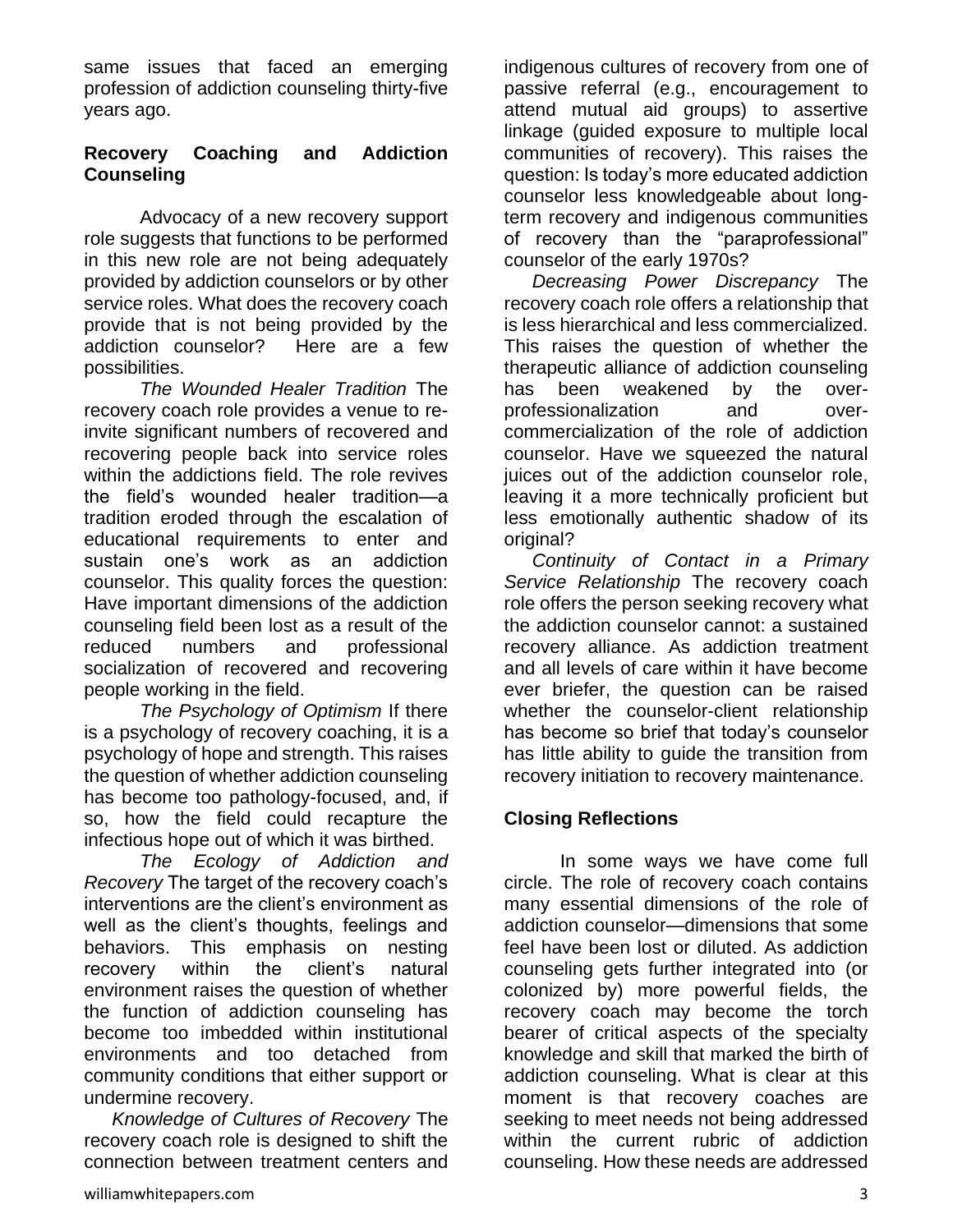same issues that faced an emerging profession of addiction counseling thirty-five years ago.

**Recovery Coaching and Addiction Counseling**

Advocacy of a new recovery support role suggests that functions to be performed in this new role are not being adequately provided by addiction counselors or by other service roles. What does the recovery coach provide that is not being provided by the addiction counselor? Here are a few possibilities.

*The Wounded Healer Tradition* The recovery coach role provides a venue to re-invite significant numbers of recovered and recovering people back into service roles within the addictions field. The role revives the field's wounded healer tradition—a tradition eroded through the escalation of educational requirements to enter and sustain one's work as an addiction counselor. This quality forces the question: Have important dimensions of the addiction counseling field been lost as a result of the reduced numbers and professional socialization of recovered and recovering people working in the field.

*The Psychology of Optimism* If there is a psychology of recovery coaching, it is a psychology of hope and strength. This raises the question of whether addiction counseling has become too pathology-focused, and, if so, how the field could recapture the infectious hope out of which it was birthed.

*The Ecology of Addiction and Recovery* The target of the recovery coach's interventions are the client's environment as well as the client's thoughts, feelings and behaviors. This emphasis on nesting recovery within the client's natural environment raises the question of whether the function of addiction counseling has become too imbedded within institutional environments and too detached from community conditions that either support or undermine recovery.

*Knowledge of Cultures of Recovery* The recovery coach role is designed to shift the connection between treatment centers and indigenous cultures of recovery from one of passive referral (e.g., encouragement to attend mutual aid groups) to assertive linkage (guided exposure to multiple local communities of recovery). This raises the question: Is today's more educated addiction counselor less knowledgeable about long-term recovery and indigenous communities of recovery than the "paraprofessional" counselor of the early 1970s?

*Decreasing Power Discrepancy* The recovery coach role offers a relationship that is less hierarchical and less commercialized. This raises the question of whether the therapeutic alliance of addiction counseling has been weakened by the over-professionalization and over-commercialization of the role of addiction counselor. Have we squeezed the natural juices out of the addiction counselor role, leaving it a more technically proficient but less emotionally authentic shadow of its original?

*Continuity of Contact in a Primary Service Relationship* The recovery coach role offers the person seeking recovery what the addiction counselor cannot: a sustained recovery alliance. As addiction treatment and all levels of care within it have become ever briefer, the question can be raised whether the counselor-client relationship has become so brief that today's counselor has little ability to guide the transition from recovery initiation to recovery maintenance.

**Closing Reflections**

In some ways we have come full circle. The role of recovery coach contains many essential dimensions of the role of addiction counselor—dimensions that some feel have been lost or diluted. As addiction counseling gets further integrated into (or colonized by) more powerful fields, the recovery coach may become the torch bearer of critical aspects of the specialty knowledge and skill that marked the birth of addiction counseling. What is clear at this moment is that recovery coaches are seeking to meet needs not being addressed within the current rubric of addiction counseling. How these needs are addressed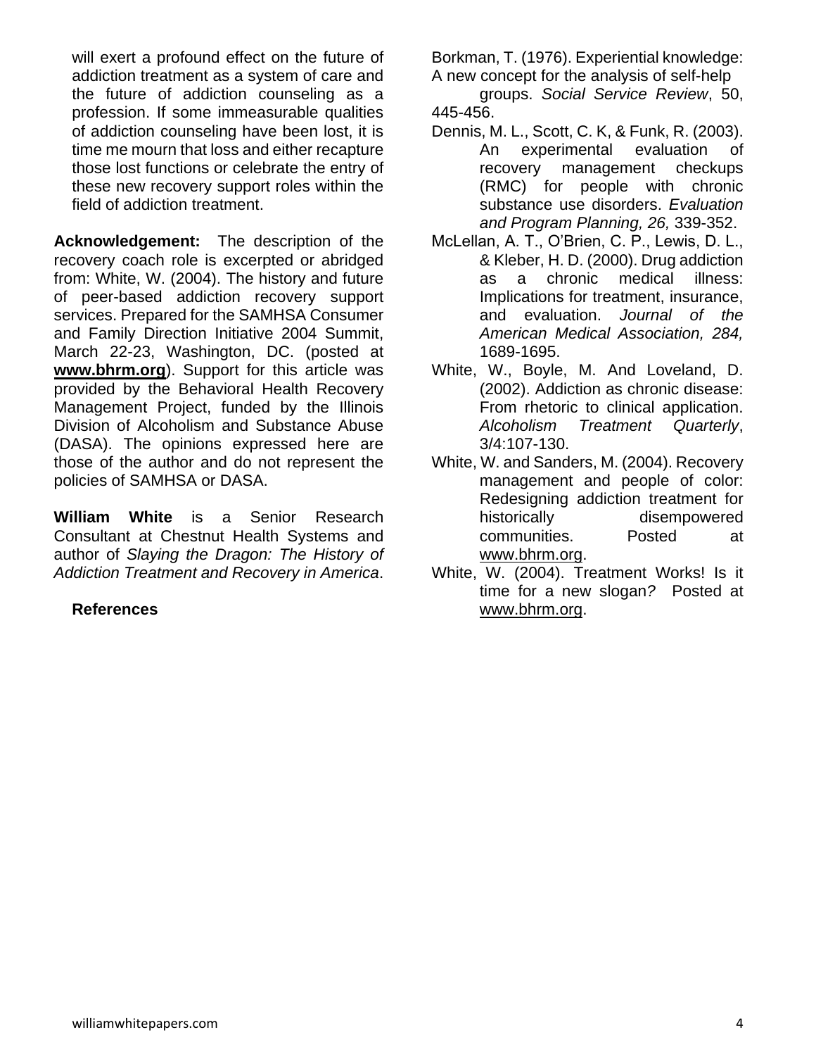will exert a profound effect on the future of addiction treatment as a system of care and the future of addiction counseling as a profession. If some immeasurable qualities of addiction counseling have been lost, it is time me mourn that loss and either recapture those lost functions or celebrate the entry of these new recovery support roles within the field of addiction treatment.

**Acknowledgement:** The description of the recovery coach role is excerpted or abridged from: White, W. (2004). The history and future of peer-based addiction recovery support services. Prepared for the SAMHSA Consumer and Family Direction Initiative 2004 Summit, March 22-23, Washington, DC. (posted at **www.bhrm.org**). Support for this article was provided by the Behavioral Health Recovery Management Project, funded by the Illinois Division of Alcoholism and Substance Abuse (DASA). The opinions expressed here are those of the author and do not represent the policies of SAMHSA or DASA.

**William White** is a Senior Research Consultant at Chestnut Health Systems and author of *Slaying the Dragon: The History of Addiction Treatment and Recovery in America*.

**References**

Borkman, T. (1976). Experiential knowledge: A new concept for the analysis of self-help groups. *Social Service Review*, 50, 445-456.

Dennis, M. L., Scott, C. K, & Funk, R. (2003). An experimental evaluation of recovery management checkups (RMC) for people with chronic substance use disorders. *Evaluation and Program Planning, 26,* 339-352.

McLellan, A. T., O'Brien, C. P., Lewis, D. L., & Kleber, H. D. (2000). Drug addiction as a chronic medical illness: Implications for treatment, insurance, and evaluation. *Journal of the American Medical Association, 284,* 1689-1695.

White, W., Boyle, M. And Loveland, D. (2002). Addiction as chronic disease: From rhetoric to clinical application. *Alcoholism Treatment Quarterly*, 3/4:107-130.

White, W. and Sanders, M. (2004). Recovery management and people of color: Redesigning addiction treatment for historically disempowered communities. Posted at www.bhrm.org.

White, W. (2004). Treatment Works! Is it time for a new slogan? Posted at www.bhrm.org.